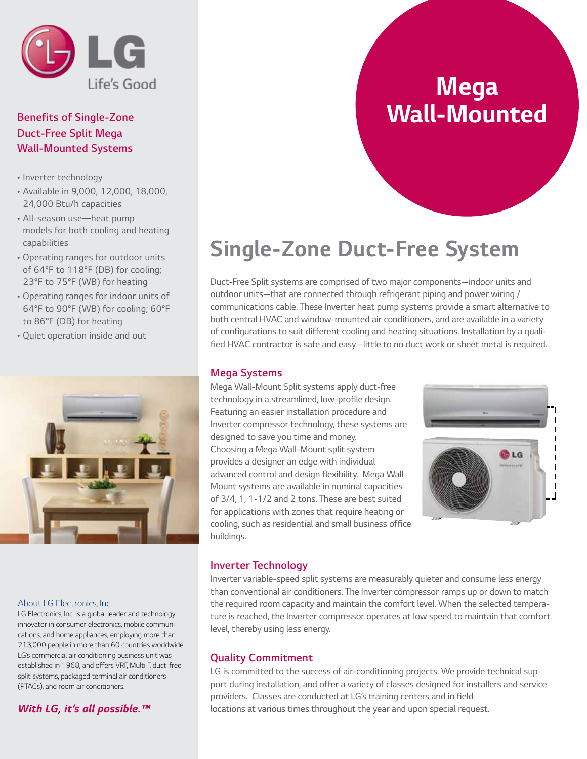LG Life's Good

# Mega Wall-Mounted

## Benefits of Single-Zone Duct-Free Split Mega Wall-Mounted Systems

- Inverter technology
- Available in 9,000, 12,000, 18,000, 24,000 Btu/h capacities
- All-season use—heat pump models for both cooling and heating capabilities
- Operating ranges for outdoor units of 64°F to 118°F (DB) for cooling; 23°F to 75°F (WB) for heating
- Operating ranges for indoor units of 64°F to 90°F (WB) for cooling; 60°F to 86°F (DB) for heating
- Quiet operation inside and out

## Single-Zone Duct-Free System

Duct-Free Split systems are comprised of two major components—indoor units and outdoor units—that are connected through refrigerant piping and power wiring / communications cable. These Inverter heat pump systems provide a smart alternative to both central HVAC and window-mounted air conditioners, and are available in a variety of configurations to suit different cooling and heating situations. Installation by a qualified HVAC contractor is safe and easy—little to no duct work or sheet metal is required.

### Mega Systems

Mega Wall-Mount Split systems apply duct-free technology in a streamlined, low-profile design. Featuring an easier installation procedure and Inverter compressor technology, these systems are designed to save you time and money. Choosing a Mega Wall-Mount split system provides a designer an edge with individual advanced control and design flexibility. Mega Wall-Mount systems are available in nominal capacities of 3/4, 1, 1-1/2 and 2 tons. These are best suited for applications with zones that require heating or cooling, such as residential and small business office buildings.

### Inverter Technology

Inverter variable-speed split systems are measurably quieter and consume less energy than conventional air conditioners. The Inverter compressor ramps up or down to match the required room capacity and maintain the comfort level. When the selected temperature is reached, the Inverter compressor operates at low speed to maintain that comfort level, thereby using less energy.

### Quality Commitment

LG is committed to the success of air-conditioning projects. We provide technical support during installation, and offer a variety of classes designed for installers and service providers. Classes are conducted at LG's training centers and in field locations at various times throughout the year and upon special request.

### About LG Electronics, Inc.

LG Electronics, Inc. is a global leader and technology innovator in consumer electronics, mobile communications, and home appliances, employing more than 213,000 people in more than 60 countries worldwide. LG's commercial air conditioning business unit was established in 1968, and offers VRF, Multi F, duct-free split systems, packaged terminal air conditioners (PTACs), and room air conditioners.

***With LG, it's all possible.™***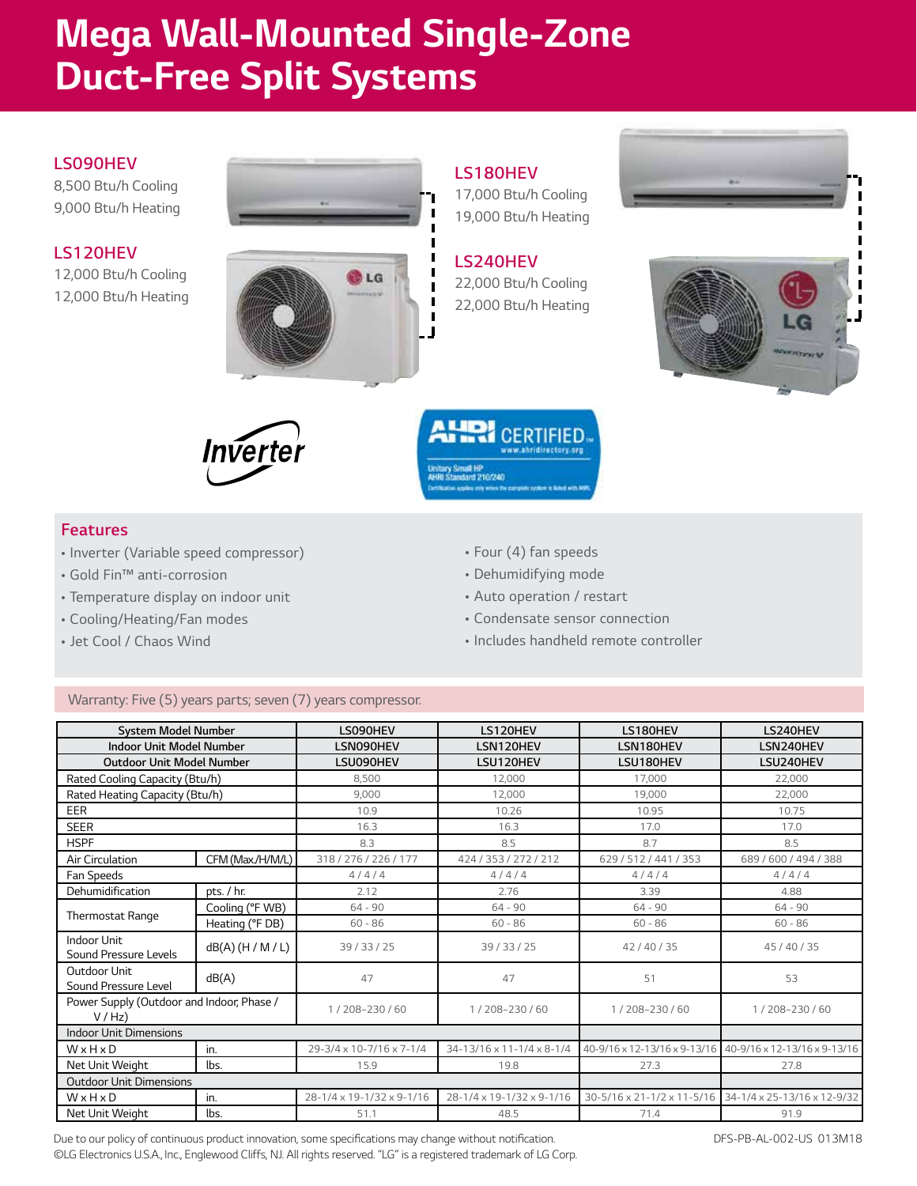# Mega Wall-Mounted Single-Zone Duct-Free Split Systems

**LS090HEV**
8,500 Btu/h Cooling
9,000 Btu/h Heating

**LS120HEV**
12,000 Btu/h Cooling
12,000 Btu/h Heating

**LS180HEV**
17,000 Btu/h Cooling
19,000 Btu/h Heating

**LS240HEV**
22,000 Btu/h Cooling
22,000 Btu/h Heating

Inverter

AHRI CERTIFIED™
www.ahridirectory.org
Unitary Small HP
AHRI Standard 210/240
Certification applies only when the complete system is listed with AHRI.

## Features

- Inverter (Variable speed compressor)
- Gold Fin™ anti-corrosion
- Temperature display on indoor unit
- Cooling/Heating/Fan modes
- Jet Cool / Chaos Wind
- Four (4) fan speeds
- Dehumidifying mode
- Auto operation / restart
- Condensate sensor connection
- Includes handheld remote controller

Warranty: Five (5) years parts; seven (7) years compressor.

| System Model Number | | LS090HEV | LS120HEV | LS180HEV | LS240HEV |
|---|---|---|---|---|---|
| Indoor Unit Model Number | | LSN090HEV | LSN120HEV | LSN180HEV | LSN240HEV |
| Outdoor Unit Model Number | | LSU090HEV | LSU120HEV | LSU180HEV | LSU240HEV |
| Rated Cooling Capacity (Btu/h) | | 8,500 | 12,000 | 17,000 | 22,000 |
| Rated Heating Capacity (Btu/h) | | 9,000 | 12,000 | 19,000 | 22,000 |
| EER | | 10.9 | 10.26 | 10.95 | 10.75 |
| SEER | | 16.3 | 16.3 | 17.0 | 17.0 |
| HSPF | | 8.3 | 8.5 | 8.7 | 8.5 |
| Air Circulation | CFM (Max./H/M/L) | 318 / 276 / 226 / 177 | 424 / 353 / 272 / 212 | 629 / 512 / 441 / 353 | 689 / 600 / 494 / 388 |
| Fan Speeds | | 4 / 4 / 4 | 4 / 4 / 4 | 4 / 4 / 4 | 4 / 4 / 4 |
| Dehumidification | pts. / hr. | 2.12 | 2.76 | 3.39 | 4.88 |
| Thermostat Range | Cooling (°F WB) | 64 - 90 | 64 - 90 | 64 - 90 | 64 - 90 |
| | Heating (°F DB) | 60 - 86 | 60 - 86 | 60 - 86 | 60 - 86 |
| Indoor Unit Sound Pressure Levels | dB(A) (H / M / L) | 39 / 33 / 25 | 39 / 33 / 25 | 42 / 40 / 35 | 45 / 40 / 35 |
| Outdoor Unit Sound Pressure Level | dB(A) | 47 | 47 | 51 | 53 |
| Power Supply (Outdoor and Indoor, Phase / V / Hz) | | 1 / 208-230 / 60 | 1 / 208-230 / 60 | 1 / 208-230 / 60 | 1 / 208-230 / 60 |
| Indoor Unit Dimensions | | | | | |
| W x H x D | in. | 29-3/4 x 10-7/16 x 7-1/4 | 34-13/16 x 11-1/4 x 8-1/4 | 40-9/16 x 12-13/16 x 9-13/16 | 40-9/16 x 12-13/16 x 9-13/16 |
| Net Unit Weight | lbs. | 15.9 | 19.8 | 27.3 | 27.8 |
| Outdoor Unit Dimensions | | | | | |
| W x H x D | in. | 28-1/4 x 19-1/32 x 9-1/16 | 28-1/4 x 19-1/32 x 9-1/16 | 30-5/16 x 21-1/2 x 11-5/16 | 34-1/4 x 25-13/16 x 12-9/32 |
| Net Unit Weight | lbs. | 51.1 | 48.5 | 71.4 | 91.9 |

Due to our policy of continuous product innovation, some specifications may change without notification.
©LG Electronics U.S.A., Inc., Englewood Cliffs, NJ. All rights reserved. "LG" is a registered trademark of LG Corp.

DFS-PB-AL-002-US 013M18